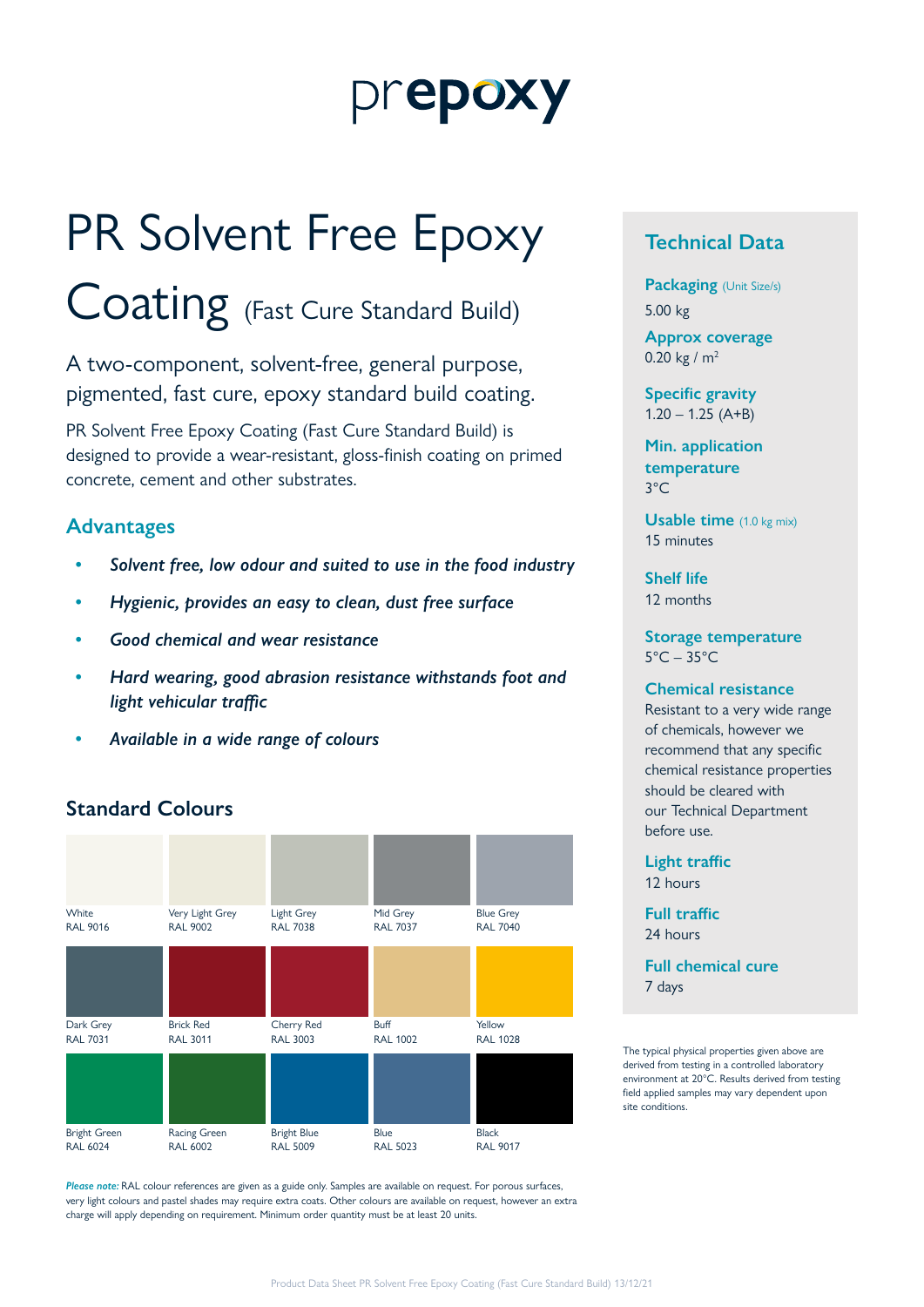prepoxy

# PR Solvent Free Epoxy Coating (Fast Cure Standard Build)

A two-component, solvent-free, general purpose, pigmented, fast cure, epoxy standard build coating.

PR Solvent Free Epoxy Coating (Fast Cure Standard Build) is designed to provide a wear-resistant, gloss-finish coating on primed concrete, cement and other substrates.

## Advantages

- *Solvent free, low odour and suited to use in the food industry*
- *Hygienic, provides an easy to clean, dust free surface*
- *Good chemical and wear resistance*
- *Hard wearing, good abrasion resistance withstands foot and light vehicular traffic*
- *Available in a wide range of colours*

## Standard Colours

| | | | | |
|---|---|---|---|---|
| White RAL 9016 | Very Light Grey RAL 9002 | Light Grey RAL 7038 | Mid Grey RAL 7037 | Blue Grey RAL 7040 |
| Dark Grey RAL 7031 | Brick Red RAL 3011 | Cherry Red RAL 3003 | Buff RAL 1002 | Yellow RAL 1028 |
| Bright Green RAL 6024 | Racing Green RAL 6002 | Bright Blue RAL 5009 | Blue RAL 5023 | Black RAL 9017 |

***Please note:*** RAL colour references are given as a guide only. Samples are available on request. For porous surfaces, very light colours and pastel shades may require extra coats. Other colours are available on request, however an extra charge will apply depending on requirement. Minimum order quantity must be at least 20 units.

## Technical Data

**Packaging** (Unit Size/s)
5.00 kg

**Approx coverage**
0.20 kg / m$^2$

**Specific gravity**
1.20 – 1.25 (A+B)

**Min. application temperature**
3°C

**Usable time** (1.0 kg mix)
15 minutes

**Shelf life**
12 months

**Storage temperature**
5°C – 35°C

**Chemical resistance**
Resistant to a very wide range of chemicals, however we recommend that any specific chemical resistance properties should be cleared with our Technical Department before use.

**Light traffic**
12 hours

**Full traffic**
24 hours

**Full chemical cure**
7 days

The typical physical properties given above are derived from testing in a controlled laboratory environment at 20°C. Results derived from testing field applied samples may vary dependent upon site conditions.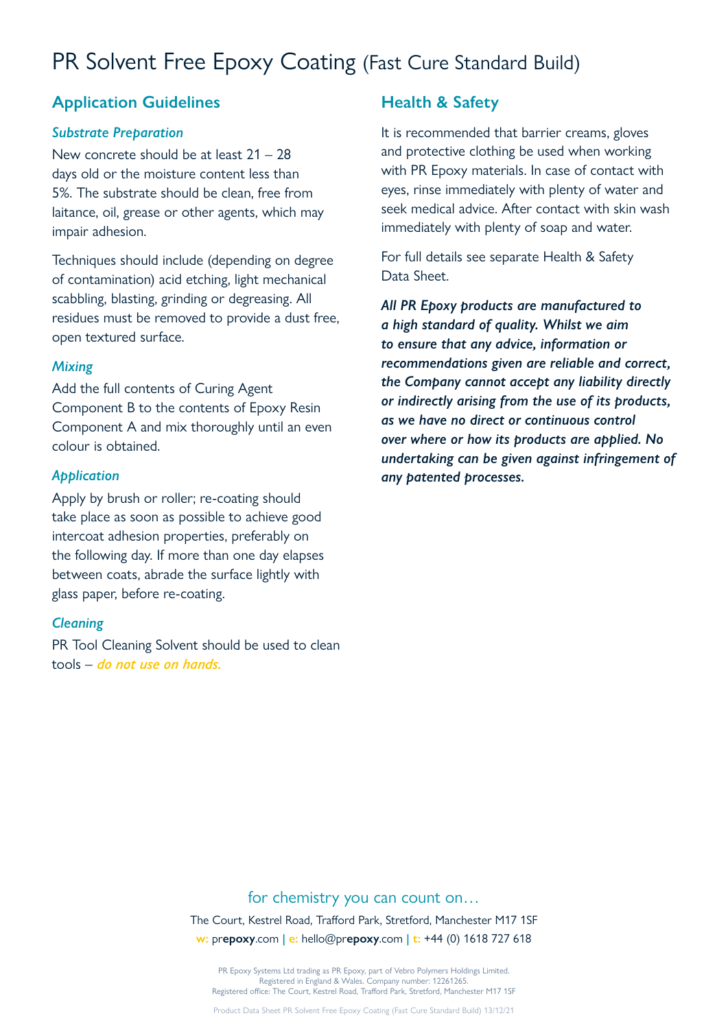# PR Solvent Free Epoxy Coating (Fast Cure Standard Build)

## Application Guidelines

### *Substrate Preparation*

New concrete should be at least 21 – 28 days old or the moisture content less than 5%. The substrate should be clean, free from laitance, oil, grease or other agents, which may impair adhesion.

Techniques should include (depending on degree of contamination) acid etching, light mechanical scabbling, blasting, grinding or degreasing. All residues must be removed to provide a dust free, open textured surface.

### *Mixing*

Add the full contents of Curing Agent Component B to the contents of Epoxy Resin Component A and mix thoroughly until an even colour is obtained.

### *Application*

Apply by brush or roller; re-coating should take place as soon as possible to achieve good intercoat adhesion properties, preferably on the following day. If more than one day elapses between coats, abrade the surface lightly with glass paper, before re-coating.

### *Cleaning*

PR Tool Cleaning Solvent should be used to clean tools – ***do not use on hands.***

## Health & Safety

It is recommended that barrier creams, gloves and protective clothing be used when working with PR Epoxy materials. In case of contact with eyes, rinse immediately with plenty of water and seek medical advice. After contact with skin wash immediately with plenty of soap and water.

For full details see separate Health & Safety Data Sheet.

***All PR Epoxy products are manufactured to a high standard of quality. Whilst we aim to ensure that any advice, information or recommendations given are reliable and correct, the Company cannot accept any liability directly or indirectly arising from the use of its products, as we have no direct or continuous control over where or how its products are applied. No undertaking can be given against infringement of any patented processes.***

for chemistry you can count on…

The Court, Kestrel Road, Trafford Park, Stretford, Manchester M17 1SF

**w:** pr**epoxy**.com | **e:** hello@pr**epoxy**.com | **t:** +44 (0) 1618 727 618

PR Epoxy Systems Ltd trading as PR Epoxy, part of Vebro Polymers Holdings Limited.
Registered in England & Wales. Company number: 12261265.
Registered office: The Court, Kestrel Road, Trafford Park, Stretford, Manchester M17 1SF

Product Data Sheet PR Solvent Free Epoxy Coating (Fast Cure Standard Build) 13/12/21